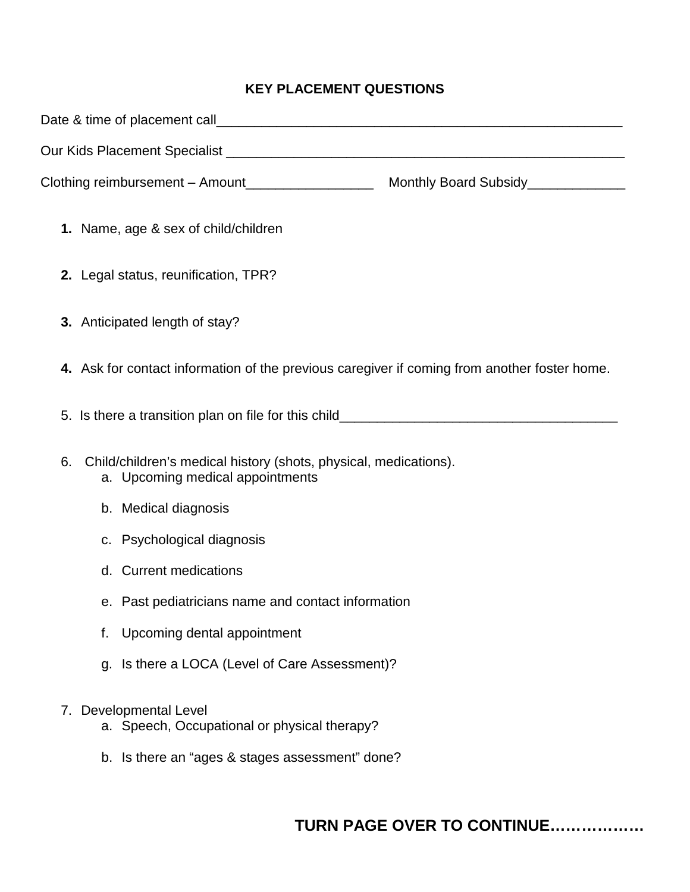# KEY PLACEMENT QUESTIONS

Date & time of placement call_______________________________________________________

Our Kids Placement Specialist _______________________________________________________

Clothing reimbursement – Amount________________   Monthly Board Subsidy_____________

1. Name, age & sex of child/children

2. Legal status, reunification, TPR?

3. Anticipated length of stay?

4. Ask for contact information of the previous caregiver if coming from another foster home.

5. Is there a transition plan on file for this child_____________________________________

6. Child/children's medical history (shots, physical, medications).
   a. Upcoming medical appointments
   b. Medical diagnosis
   c. Psychological diagnosis
   d. Current medications
   e. Past pediatricians name and contact information
   f. Upcoming dental appointment
   g. Is there a LOCA (Level of Care Assessment)?

7. Developmental Level
   a. Speech, Occupational or physical therapy?
   b. Is there an "ages & stages assessment" done?

**TURN PAGE OVER TO CONTINUE………………**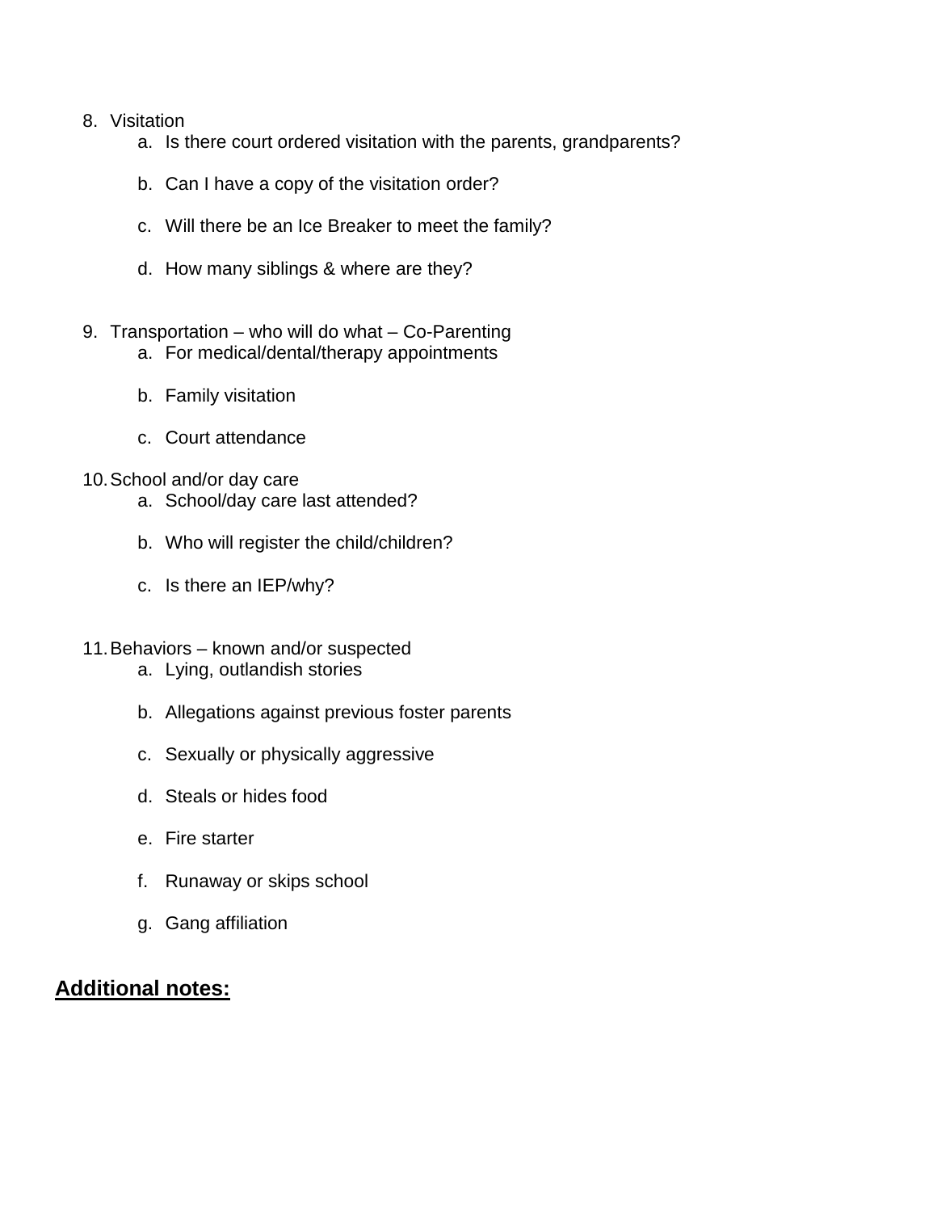8. Visitation
    a. Is there court ordered visitation with the parents, grandparents?

    b. Can I have a copy of the visitation order?

    c. Will there be an Ice Breaker to meet the family?

    d. How many siblings & where are they?

9. Transportation – who will do what – Co-Parenting
    a. For medical/dental/therapy appointments

    b. Family visitation

    c. Court attendance

10. School and/or day care
    a. School/day care last attended?

    b. Who will register the child/children?

    c. Is there an IEP/why?

11. Behaviors – known and/or suspected
    a. Lying, outlandish stories

    b. Allegations against previous foster parents

    c. Sexually or physically aggressive

    d. Steals or hides food

    e. Fire starter

    f. Runaway or skips school

    g. Gang affiliation

**Additional notes:**